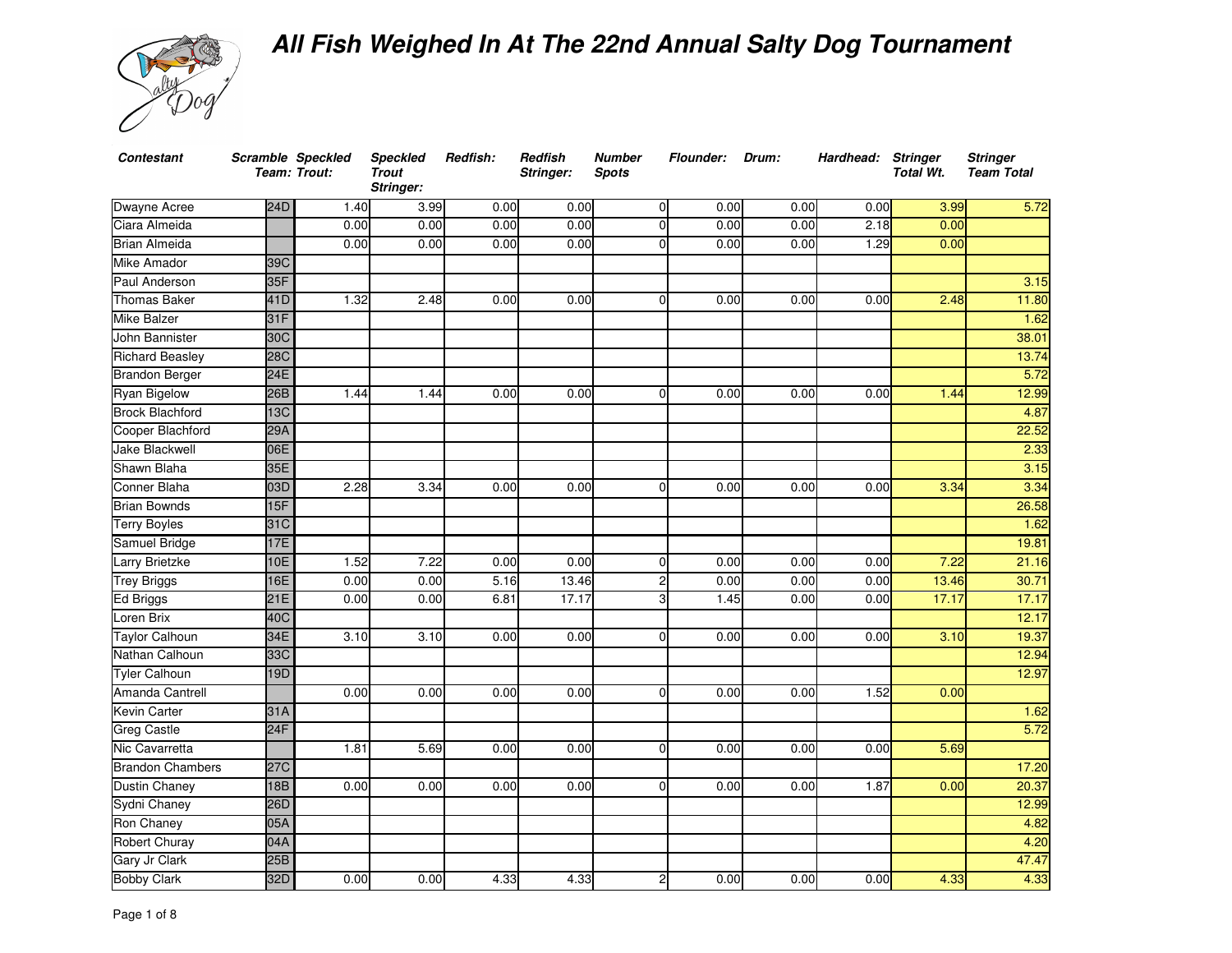# All Fish Weighed In At The 22nd Annual Salty Dog Tournament

| Contestant | Scramble Team: | Speckled Trout: | Speckled Trout Stringer: | Redfish: | Redfish Stringer: | Number Spots | Flounder: | Drum: | Hardhead: | Stringer Total Wt. | Stringer Team Total |
|---|---|---|---|---|---|---|---|---|---|---|---|
| Dwayne Acree | 24D | 1.40 | 3.99 | 0.00 | 0.00 | 0 | 0.00 | 0.00 | 0.00 | 3.99 | 5.72 |
| Ciara Almeida | | 0.00 | 0.00 | 0.00 | 0.00 | 0 | 0.00 | 0.00 | 2.18 | 0.00 | |
| Brian Almeida | | 0.00 | 0.00 | 0.00 | 0.00 | 0 | 0.00 | 0.00 | 1.29 | 0.00 | |
| Mike Amador | 39C | | | | | | | | | | |
| Paul Anderson | 35F | | | | | | | | | | 3.15 |
| Thomas Baker | 41D | 1.32 | 2.48 | 0.00 | 0.00 | 0 | 0.00 | 0.00 | 0.00 | 2.48 | 11.80 |
| Mike Balzer | 31F | | | | | | | | | | 1.62 |
| John Bannister | 30C | | | | | | | | | | 38.01 |
| Richard Beasley | 28C | | | | | | | | | | 13.74 |
| Brandon Berger | 24E | | | | | | | | | | 5.72 |
| Ryan Bigelow | 26B | 1.44 | 1.44 | 0.00 | 0.00 | 0 | 0.00 | 0.00 | 0.00 | 1.44 | 12.99 |
| Brock Blachford | 13C | | | | | | | | | | 4.87 |
| Cooper Blachford | 29A | | | | | | | | | | 22.52 |
| Jake Blackwell | 06E | | | | | | | | | | 2.33 |
| Shawn Blaha | 35E | | | | | | | | | | 3.15 |
| Conner Blaha | 03D | 2.28 | 3.34 | 0.00 | 0.00 | 0 | 0.00 | 0.00 | 0.00 | 3.34 | 3.34 |
| Brian Bownds | 15F | | | | | | | | | | 26.58 |
| Terry Boyles | 31C | | | | | | | | | | 1.62 |
| Samuel Bridge | 17E | | | | | | | | | | 19.81 |
| Larry Brietzke | 10E | 1.52 | 7.22 | 0.00 | 0.00 | 0 | 0.00 | 0.00 | 0.00 | 7.22 | 21.16 |
| Trey Briggs | 16E | 0.00 | 0.00 | 5.16 | 13.46 | 2 | 0.00 | 0.00 | 0.00 | 13.46 | 30.71 |
| Ed Briggs | 21E | 0.00 | 0.00 | 6.81 | 17.17 | 3 | 1.45 | 0.00 | 0.00 | 17.17 | 17.17 |
| Loren Brix | 40C | | | | | | | | | | 12.17 |
| Taylor Calhoun | 34E | 3.10 | 3.10 | 0.00 | 0.00 | 0 | 0.00 | 0.00 | 0.00 | 3.10 | 19.37 |
| Nathan Calhoun | 33C | | | | | | | | | | 12.94 |
| Tyler Calhoun | 19D | | | | | | | | | | 12.97 |
| Amanda Cantrell | | 0.00 | 0.00 | 0.00 | 0.00 | 0 | 0.00 | 0.00 | 1.52 | 0.00 | |
| Kevin Carter | 31A | | | | | | | | | | 1.62 |
| Greg Castle | 24F | | | | | | | | | | 5.72 |
| Nic Cavarretta | | 1.81 | 5.69 | 0.00 | 0.00 | 0 | 0.00 | 0.00 | 0.00 | 5.69 | |
| Brandon Chambers | 27C | | | | | | | | | | 17.20 |
| Dustin Chaney | 18B | 0.00 | 0.00 | 0.00 | 0.00 | 0 | 0.00 | 0.00 | 1.87 | 0.00 | 20.37 |
| Sydni Chaney | 26D | | | | | | | | | | 12.99 |
| Ron Chaney | 05A | | | | | | | | | | 4.82 |
| Robert Churay | 04A | | | | | | | | | | 4.20 |
| Gary Jr Clark | 25B | | | | | | | | | | 47.47 |
| Bobby Clark | 32D | 0.00 | 0.00 | 4.33 | 4.33 | 2 | 0.00 | 0.00 | 0.00 | 4.33 | 4.33 |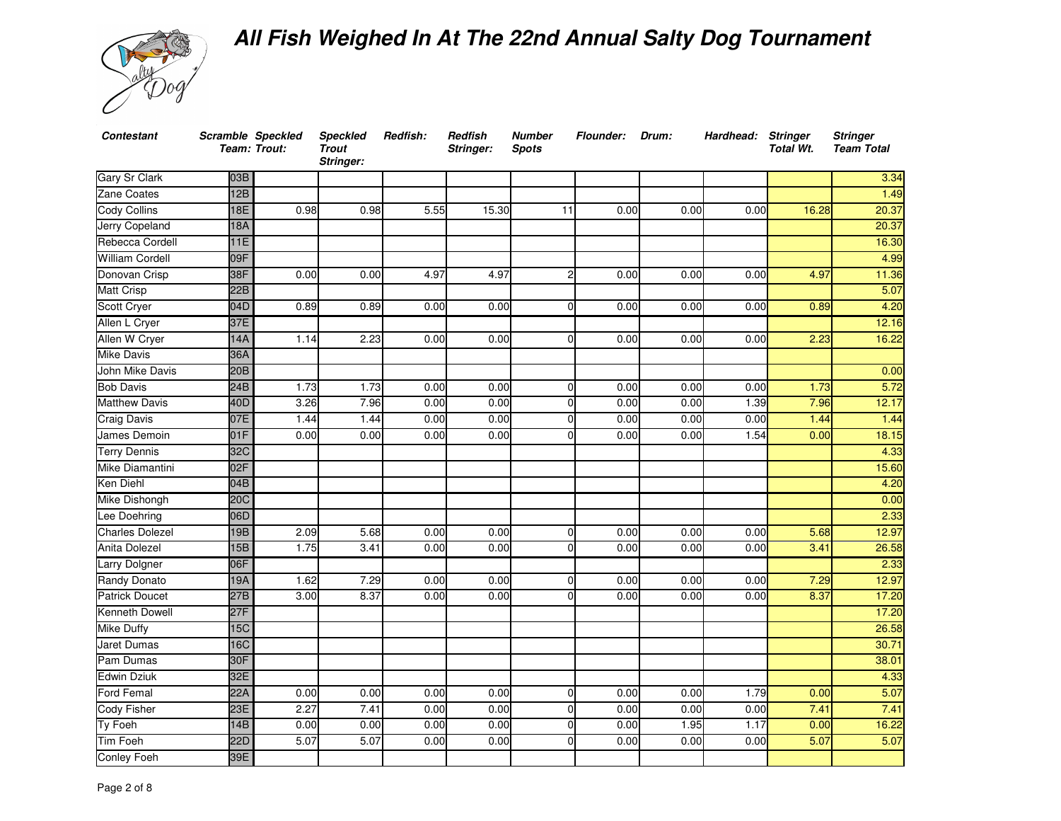# All Fish Weighed In At The 22nd Annual Salty Dog Tournament

| Contestant | Scramble Team: | Speckled Trout: | Speckled Trout Stringer: | Redfish: | Redfish Stringer: | Number Spots | Flounder: | Drum: | Hardhead: | Stringer Total Wt. | Stringer Team Total |
|---|---|---|---|---|---|---|---|---|---|---|---|
| Gary Sr Clark | 03B | | | | | | | | | | 3.34 |
| Zane Coates | 12B | | | | | | | | | | 1.49 |
| Cody Collins | 18E | 0.98 | 0.98 | 5.55 | 15.30 | 11 | 0.00 | 0.00 | 0.00 | 16.28 | 20.37 |
| Jerry Copeland | 18A | | | | | | | | | | 20.37 |
| Rebecca Cordell | 11E | | | | | | | | | | 16.30 |
| William Cordell | 09F | | | | | | | | | | 4.99 |
| Donovan Crisp | 38F | 0.00 | 0.00 | 4.97 | 4.97 | 2 | 0.00 | 0.00 | 0.00 | 4.97 | 11.36 |
| Matt Crisp | 22B | | | | | | | | | | 5.07 |
| Scott Cryer | 04D | 0.89 | 0.89 | 0.00 | 0.00 | 0 | 0.00 | 0.00 | 0.00 | 0.89 | 4.20 |
| Allen L Cryer | 37E | | | | | | | | | | 12.16 |
| Allen W Cryer | 14A | 1.14 | 2.23 | 0.00 | 0.00 | 0 | 0.00 | 0.00 | 0.00 | 2.23 | 16.22 |
| Mike Davis | 36A | | | | | | | | | | |
| John Mike Davis | 20B | | | | | | | | | | 0.00 |
| Bob Davis | 24B | 1.73 | 1.73 | 0.00 | 0.00 | 0 | 0.00 | 0.00 | 0.00 | 1.73 | 5.72 |
| Matthew Davis | 40D | 3.26 | 7.96 | 0.00 | 0.00 | 0 | 0.00 | 0.00 | 1.39 | 7.96 | 12.17 |
| Craig Davis | 07E | 1.44 | 1.44 | 0.00 | 0.00 | 0 | 0.00 | 0.00 | 0.00 | 1.44 | 1.44 |
| James Demoin | 01F | 0.00 | 0.00 | 0.00 | 0.00 | 0 | 0.00 | 0.00 | 1.54 | 0.00 | 18.15 |
| Terry Dennis | 32C | | | | | | | | | | 4.33 |
| Mike Diamantini | 02F | | | | | | | | | | 15.60 |
| Ken Diehl | 04B | | | | | | | | | | 4.20 |
| Mike Dishongh | 20C | | | | | | | | | | 0.00 |
| Lee Doehring | 06D | | | | | | | | | | 2.33 |
| Charles Dolezel | 19B | 2.09 | 5.68 | 0.00 | 0.00 | 0 | 0.00 | 0.00 | 0.00 | 5.68 | 12.97 |
| Anita Dolezel | 15B | 1.75 | 3.41 | 0.00 | 0.00 | 0 | 0.00 | 0.00 | 0.00 | 3.41 | 26.58 |
| Larry Dolgner | 06F | | | | | | | | | | 2.33 |
| Randy Donato | 19A | 1.62 | 7.29 | 0.00 | 0.00 | 0 | 0.00 | 0.00 | 0.00 | 7.29 | 12.97 |
| Patrick Doucet | 27B | 3.00 | 8.37 | 0.00 | 0.00 | 0 | 0.00 | 0.00 | 0.00 | 8.37 | 17.20 |
| Kenneth Dowell | 27F | | | | | | | | | | 17.20 |
| Mike Duffy | 15C | | | | | | | | | | 26.58 |
| Jaret Dumas | 16C | | | | | | | | | | 30.71 |
| Pam Dumas | 30F | | | | | | | | | | 38.01 |
| Edwin Dziuk | 32E | | | | | | | | | | 4.33 |
| Ford Femal | 22A | 0.00 | 0.00 | 0.00 | 0.00 | 0 | 0.00 | 0.00 | 1.79 | 0.00 | 5.07 |
| Cody Fisher | 23E | 2.27 | 7.41 | 0.00 | 0.00 | 0 | 0.00 | 0.00 | 0.00 | 7.41 | 7.41 |
| Ty Foeh | 14B | 0.00 | 0.00 | 0.00 | 0.00 | 0 | 0.00 | 1.95 | 1.17 | 0.00 | 16.22 |
| Tim Foeh | 22D | 5.07 | 5.07 | 0.00 | 0.00 | 0 | 0.00 | 0.00 | 0.00 | 5.07 | 5.07 |
| Conley Foeh | 39E | | | | | | | | | | |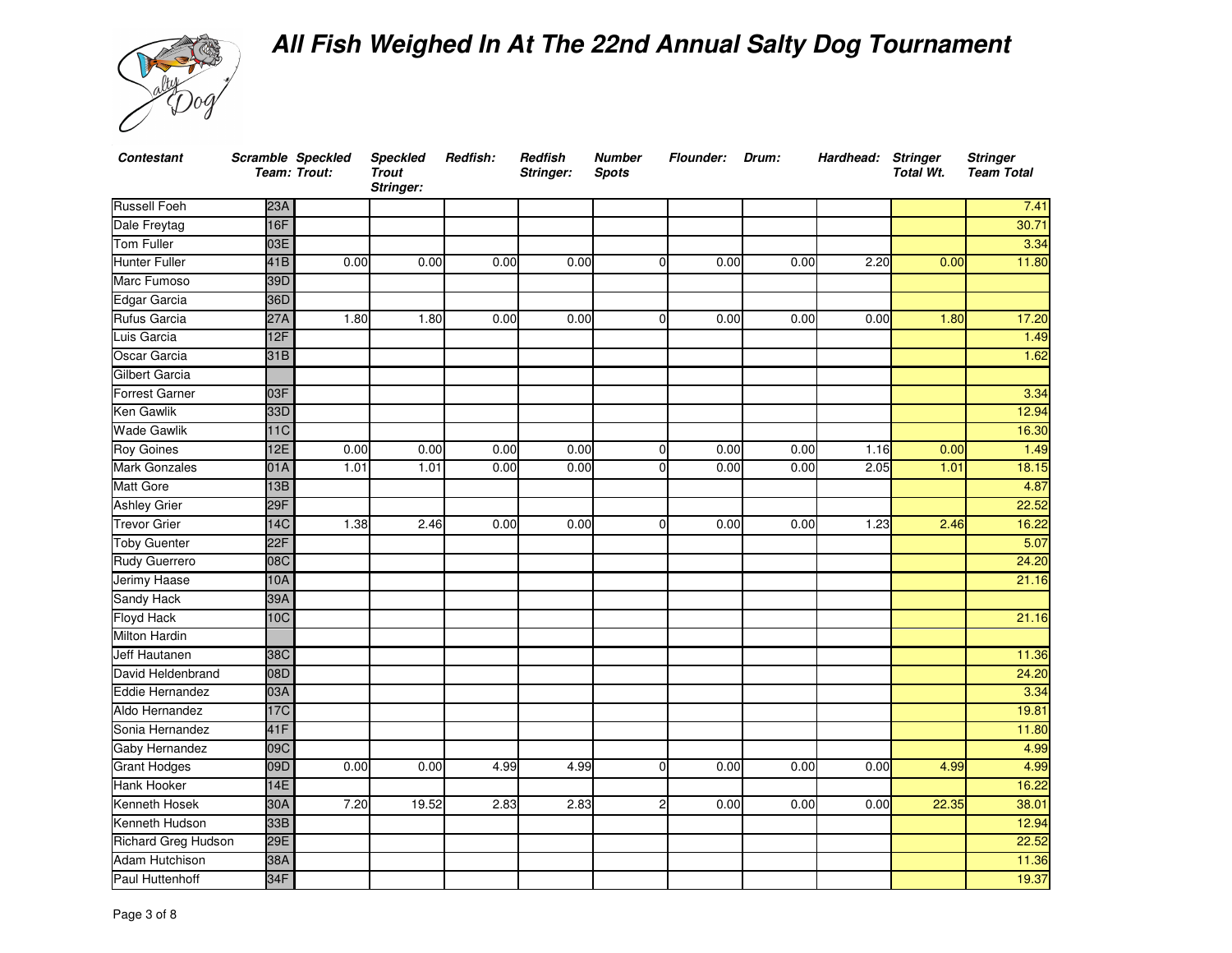# All Fish Weighed In At The 22nd Annual Salty Dog Tournament

| Contestant | Scramble Team: | Speckled Trout: | Speckled Trout Stringer: | Redfish: | Redfish Stringer: | Number Spots | Flounder: | Drum: | Hardhead: | Stringer Total Wt. | Stringer Team Total |
|---|---|---|---|---|---|---|---|---|---|---|---|
| Russell Foeh | 23A | | | | | | | | | | 7.41 |
| Dale Freytag | 16F | | | | | | | | | | 30.71 |
| Tom Fuller | 03E | | | | | | | | | | 3.34 |
| Hunter Fuller | 41B | 0.00 | 0.00 | 0.00 | 0.00 | 0 | 0.00 | 0.00 | 2.20 | 0.00 | 11.80 |
| Marc Fumoso | 39D | | | | | | | | | | |
| Edgar Garcia | 36D | | | | | | | | | | |
| Rufus Garcia | 27A | 1.80 | 1.80 | 0.00 | 0.00 | 0 | 0.00 | 0.00 | 0.00 | 1.80 | 17.20 |
| Luis Garcia | 12F | | | | | | | | | | 1.49 |
| Oscar Garcia | 31B | | | | | | | | | | 1.62 |
| Gilbert Garcia | | | | | | | | | | | |
| Forrest Garner | 03F | | | | | | | | | | 3.34 |
| Ken Gawlik | 33D | | | | | | | | | | 12.94 |
| Wade Gawlik | 11C | | | | | | | | | | 16.30 |
| Roy Goines | 12E | 0.00 | 0.00 | 0.00 | 0.00 | 0 | 0.00 | 0.00 | 1.16 | 0.00 | 1.49 |
| Mark Gonzales | 01A | 1.01 | 1.01 | 0.00 | 0.00 | 0 | 0.00 | 0.00 | 2.05 | 1.01 | 18.15 |
| Matt Gore | 13B | | | | | | | | | | 4.87 |
| Ashley Grier | 29F | | | | | | | | | | 22.52 |
| Trevor Grier | 14C | 1.38 | 2.46 | 0.00 | 0.00 | 0 | 0.00 | 0.00 | 1.23 | 2.46 | 16.22 |
| Toby Guenter | 22F | | | | | | | | | | 5.07 |
| Rudy Guerrero | 08C | | | | | | | | | | 24.20 |
| Jerimy Haase | 10A | | | | | | | | | | 21.16 |
| Sandy Hack | 39A | | | | | | | | | | |
| Floyd Hack | 10C | | | | | | | | | | 21.16 |
| Milton Hardin | | | | | | | | | | | |
| Jeff Hautanen | 38C | | | | | | | | | | 11.36 |
| David Heldenbrand | 08D | | | | | | | | | | 24.20 |
| Eddie Hernandez | 03A | | | | | | | | | | 3.34 |
| Aldo Hernandez | 17C | | | | | | | | | | 19.81 |
| Sonia Hernandez | 41F | | | | | | | | | | 11.80 |
| Gaby Hernandez | 09C | | | | | | | | | | 4.99 |
| Grant Hodges | 09D | 0.00 | 0.00 | 4.99 | 4.99 | 0 | 0.00 | 0.00 | 0.00 | 4.99 | 4.99 |
| Hank Hooker | 14E | | | | | | | | | | 16.22 |
| Kenneth Hosek | 30A | 7.20 | 19.52 | 2.83 | 2.83 | 2 | 0.00 | 0.00 | 0.00 | 22.35 | 38.01 |
| Kenneth Hudson | 33B | | | | | | | | | | 12.94 |
| Richard Greg Hudson | 29E | | | | | | | | | | 22.52 |
| Adam Hutchison | 38A | | | | | | | | | | 11.36 |
| Paul Huttenhoff | 34F | | | | | | | | | | 19.37 |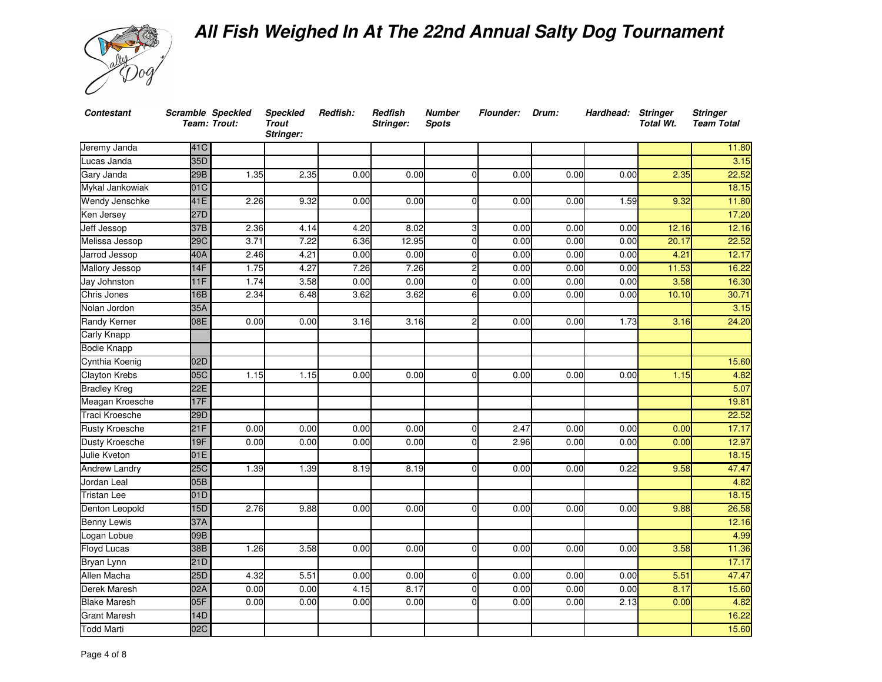# All Fish Weighed In At The 22nd Annual Salty Dog Tournament

| Contestant | Scramble Team: | Speckled Trout: | Speckled Trout Stringer: | Redfish: | Redfish Stringer: | Number Spots | Flounder: | Drum: | Hardhead: | Stringer Total Wt. | Stringer Team Total |
|---|---|---|---|---|---|---|---|---|---|---|---|
| Jeremy Janda | 41C | | | | | | | | | | 11.80 |
| Lucas Janda | 35D | | | | | | | | | | 3.15 |
| Gary Janda | 29B | 1.35 | 2.35 | 0.00 | 0.00 | 0 | 0.00 | 0.00 | 0.00 | 2.35 | 22.52 |
| Mykal Jankowiak | 01C | | | | | | | | | | 18.15 |
| Wendy Jenschke | 41E | 2.26 | 9.32 | 0.00 | 0.00 | 0 | 0.00 | 0.00 | 1.59 | 9.32 | 11.80 |
| Ken Jersey | 27D | | | | | | | | | | 17.20 |
| Jeff Jessop | 37B | 2.36 | 4.14 | 4.20 | 8.02 | 3 | 0.00 | 0.00 | 0.00 | 12.16 | 12.16 |
| Melissa Jessop | 29C | 3.71 | 7.22 | 6.36 | 12.95 | 0 | 0.00 | 0.00 | 0.00 | 20.17 | 22.52 |
| Jarrod Jessop | 40A | 2.46 | 4.21 | 0.00 | 0.00 | 0 | 0.00 | 0.00 | 0.00 | 4.21 | 12.17 |
| Mallory Jessop | 14F | 1.75 | 4.27 | 7.26 | 7.26 | 2 | 0.00 | 0.00 | 0.00 | 11.53 | 16.22 |
| Jay Johnston | 11F | 1.74 | 3.58 | 0.00 | 0.00 | 0 | 0.00 | 0.00 | 0.00 | 3.58 | 16.30 |
| Chris Jones | 16B | 2.34 | 6.48 | 3.62 | 3.62 | 6 | 0.00 | 0.00 | 0.00 | 10.10 | 30.71 |
| Nolan Jordon | 35A | | | | | | | | | | 3.15 |
| Randy Kerner | 08E | 0.00 | 0.00 | 3.16 | 3.16 | 2 | 0.00 | 0.00 | 1.73 | 3.16 | 24.20 |
| Carly Knapp | | | | | | | | | | | |
| Bodie Knapp | | | | | | | | | | | |
| Cynthia Koenig | 02D | | | | | | | | | | 15.60 |
| Clayton Krebs | 05C | 1.15 | 1.15 | 0.00 | 0.00 | 0 | 0.00 | 0.00 | 0.00 | 1.15 | 4.82 |
| Bradley Kreg | 22E | | | | | | | | | | 5.07 |
| Meagan Kroesche | 17F | | | | | | | | | | 19.81 |
| Traci Kroesche | 29D | | | | | | | | | | 22.52 |
| Rusty Kroesche | 21F | 0.00 | 0.00 | 0.00 | 0.00 | 0 | 2.47 | 0.00 | 0.00 | 0.00 | 17.17 |
| Dusty Kroesche | 19F | 0.00 | 0.00 | 0.00 | 0.00 | 0 | 2.96 | 0.00 | 0.00 | 0.00 | 12.97 |
| Julie Kveton | 01E | | | | | | | | | | 18.15 |
| Andrew Landry | 25C | 1.39 | 1.39 | 8.19 | 8.19 | 0 | 0.00 | 0.00 | 0.22 | 9.58 | 47.47 |
| Jordan Leal | 05B | | | | | | | | | | 4.82 |
| Tristan Lee | 01D | | | | | | | | | | 18.15 |
| Denton Leopold | 15D | 2.76 | 9.88 | 0.00 | 0.00 | 0 | 0.00 | 0.00 | 0.00 | 9.88 | 26.58 |
| Benny Lewis | 37A | | | | | | | | | | 12.16 |
| Logan Lobue | 09B | | | | | | | | | | 4.99 |
| Floyd Lucas | 38B | 1.26 | 3.58 | 0.00 | 0.00 | 0 | 0.00 | 0.00 | 0.00 | 3.58 | 11.36 |
| Bryan Lynn | 21D | | | | | | | | | | 17.17 |
| Allen Macha | 25D | 4.32 | 5.51 | 0.00 | 0.00 | 0 | 0.00 | 0.00 | 0.00 | 5.51 | 47.47 |
| Derek Maresh | 02A | 0.00 | 0.00 | 4.15 | 8.17 | 0 | 0.00 | 0.00 | 0.00 | 8.17 | 15.60 |
| Blake Maresh | 05F | 0.00 | 0.00 | 0.00 | 0.00 | 0 | 0.00 | 0.00 | 2.13 | 0.00 | 4.82 |
| Grant Maresh | 14D | | | | | | | | | | 16.22 |
| Todd Marti | 02C | | | | | | | | | | 15.60 |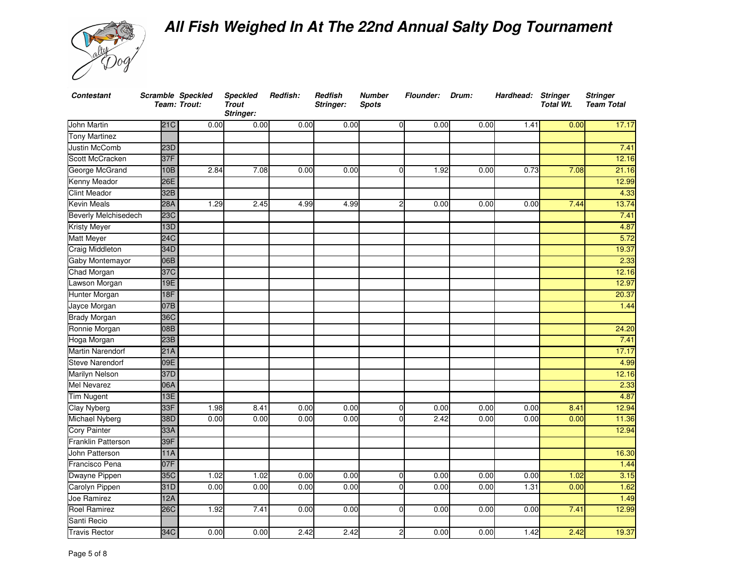# All Fish Weighed In At The 22nd Annual Salty Dog Tournament

| Contestant | Scramble Team: | Speckled Trout: | Speckled Trout Stringer: | Redfish: | Redfish Stringer: | Number Spots | Flounder: | Drum: | Hardhead: | Stringer Total Wt. | Stringer Team Total |
|---|---|---|---|---|---|---|---|---|---|---|---|
| John Martin | 21C | 0.00 | 0.00 | 0.00 | 0.00 | 0 | 0.00 | 0.00 | 1.41 | 0.00 | 17.17 |
| Tony Martinez | | | | | | | | | | | |
| Justin McComb | 23D | | | | | | | | | | 7.41 |
| Scott McCracken | 37F | | | | | | | | | | 12.16 |
| George McGrand | 10B | 2.84 | 7.08 | 0.00 | 0.00 | 0 | 1.92 | 0.00 | 0.73 | 7.08 | 21.16 |
| Kenny Meador | 26E | | | | | | | | | | 12.99 |
| Clint Meador | 32B | | | | | | | | | | 4.33 |
| Kevin Meals | 28A | 1.29 | 2.45 | 4.99 | 4.99 | 2 | 0.00 | 0.00 | 0.00 | 7.44 | 13.74 |
| Beverly Melchisedech | 23C | | | | | | | | | | 7.41 |
| Kristy Meyer | 13D | | | | | | | | | | 4.87 |
| Matt Meyer | 24C | | | | | | | | | | 5.72 |
| Craig Middleton | 34D | | | | | | | | | | 19.37 |
| Gaby Montemayor | 06B | | | | | | | | | | 2.33 |
| Chad Morgan | 37C | | | | | | | | | | 12.16 |
| Lawson Morgan | 19E | | | | | | | | | | 12.97 |
| Hunter Morgan | 18F | | | | | | | | | | 20.37 |
| Jayce Morgan | 07B | | | | | | | | | | 1.44 |
| Brady Morgan | 36C | | | | | | | | | | |
| Ronnie Morgan | 08B | | | | | | | | | | 24.20 |
| Hoga Morgan | 23B | | | | | | | | | | 7.41 |
| Martin Narendorf | 21A | | | | | | | | | | 17.17 |
| Steve Narendorf | 09E | | | | | | | | | | 4.99 |
| Marilyn Nelson | 37D | | | | | | | | | | 12.16 |
| Mel Nevarez | 06A | | | | | | | | | | 2.33 |
| Tim Nugent | 13E | | | | | | | | | | 4.87 |
| Clay Nyberg | 33F | 1.98 | 8.41 | 0.00 | 0.00 | 0 | 0.00 | 0.00 | 0.00 | 8.41 | 12.94 |
| Michael Nyberg | 38D | 0.00 | 0.00 | 0.00 | 0.00 | 0 | 2.42 | 0.00 | 0.00 | 0.00 | 11.36 |
| Cory Painter | 33A | | | | | | | | | | 12.94 |
| Franklin Patterson | 39F | | | | | | | | | | |
| John Patterson | 11A | | | | | | | | | | 16.30 |
| Francisco Pena | 07F | | | | | | | | | | 1.44 |
| Dwayne Pippen | 35C | 1.02 | 1.02 | 0.00 | 0.00 | 0 | 0.00 | 0.00 | 0.00 | 1.02 | 3.15 |
| Carolyn Pippen | 31D | 0.00 | 0.00 | 0.00 | 0.00 | 0 | 0.00 | 0.00 | 1.31 | 0.00 | 1.62 |
| Joe Ramirez | 12A | | | | | | | | | | 1.49 |
| Roel Ramirez | 26C | 1.92 | 7.41 | 0.00 | 0.00 | 0 | 0.00 | 0.00 | 0.00 | 7.41 | 12.99 |
| Santi Recio | | | | | | | | | | | |
| Travis Rector | 34C | 0.00 | 0.00 | 2.42 | 2.42 | 2 | 0.00 | 0.00 | 1.42 | 2.42 | 19.37 |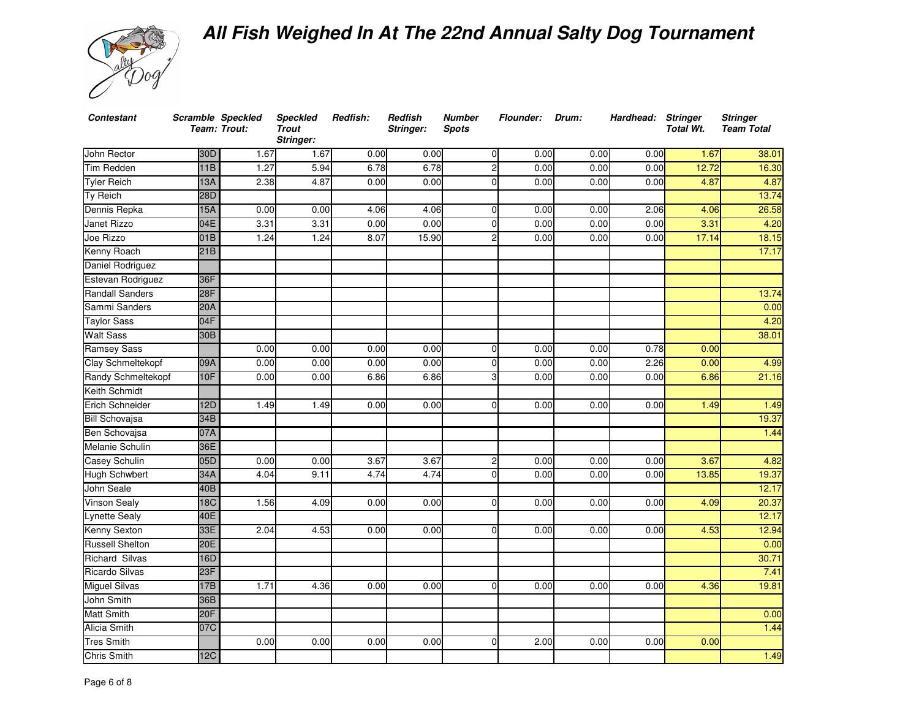# All Fish Weighed In At The 22nd Annual Salty Dog Tournament

| Contestant | Scramble Team: | Speckled Trout: | Speckled Trout Stringer: | Redfish: | Redfish Stringer: | Number Spots | Flounder: | Drum: | Hardhead: | Stringer Total Wt. | Stringer Team Total |
|---|---|---|---|---|---|---|---|---|---|---|---|
| John Rector | 30D | 1.67 | 1.67 | 0.00 | 0.00 | 0 | 0.00 | 0.00 | 0.00 | 1.67 | 38.01 |
| Tim Redden | 11B | 1.27 | 5.94 | 6.78 | 6.78 | 2 | 0.00 | 0.00 | 0.00 | 12.72 | 16.30 |
| Tyler Reich | 13A | 2.38 | 4.87 | 0.00 | 0.00 | 0 | 0.00 | 0.00 | 0.00 | 4.87 | 4.87 |
| Ty Reich | 28D | | | | | | | | | | 13.74 |
| Dennis Repka | 15A | 0.00 | 0.00 | 4.06 | 4.06 | 0 | 0.00 | 0.00 | 2.06 | 4.06 | 26.58 |
| Janet Rizzo | 04E | 3.31 | 3.31 | 0.00 | 0.00 | 0 | 0.00 | 0.00 | 0.00 | 3.31 | 4.20 |
| Joe Rizzo | 01B | 1.24 | 1.24 | 8.07 | 15.90 | 2 | 0.00 | 0.00 | 0.00 | 17.14 | 18.15 |
| Kenny Roach | 21B | | | | | | | | | | 17.17 |
| Daniel Rodriguez | | | | | | | | | | | |
| Estevan Rodriguez | 36F | | | | | | | | | | |
| Randall Sanders | 28F | | | | | | | | | | 13.74 |
| Sammi Sanders | 20A | | | | | | | | | | 0.00 |
| Taylor Sass | 04F | | | | | | | | | | 4.20 |
| Walt Sass | 30B | | | | | | | | | | 38.01 |
| Ramsey Sass | | 0.00 | 0.00 | 0.00 | 0.00 | 0 | 0.00 | 0.00 | 0.78 | 0.00 | |
| Clay Schmeltekopf | 09A | 0.00 | 0.00 | 0.00 | 0.00 | 0 | 0.00 | 0.00 | 2.26 | 0.00 | 4.99 |
| Randy Schmeltekopf | 10F | 0.00 | 0.00 | 6.86 | 6.86 | 3 | 0.00 | 0.00 | 0.00 | 6.86 | 21.16 |
| Keith Schmidt | | | | | | | | | | | |
| Erich Schneider | 12D | 1.49 | 1.49 | 0.00 | 0.00 | 0 | 0.00 | 0.00 | 0.00 | 1.49 | 1.49 |
| Bill Schovajsa | 34B | | | | | | | | | | 19.37 |
| Ben Schovajsa | 07A | | | | | | | | | | 1.44 |
| Melanie Schulin | 36E | | | | | | | | | | |
| Casey Schulin | 05D | 0.00 | 0.00 | 3.67 | 3.67 | 2 | 0.00 | 0.00 | 0.00 | 3.67 | 4.82 |
| Hugh Schwbert | 34A | 4.04 | 9.11 | 4.74 | 4.74 | 0 | 0.00 | 0.00 | 0.00 | 13.85 | 19.37 |
| John Seale | 40B | | | | | | | | | | 12.17 |
| Vinson Sealy | 18C | 1.56 | 4.09 | 0.00 | 0.00 | 0 | 0.00 | 0.00 | 0.00 | 4.09 | 20.37 |
| Lynette Sealy | 40E | | | | | | | | | | 12.17 |
| Kenny Sexton | 33E | 2.04 | 4.53 | 0.00 | 0.00 | 0 | 0.00 | 0.00 | 0.00 | 4.53 | 12.94 |
| Russell Shelton | 20E | | | | | | | | | | 0.00 |
| Richard Silvas | 16D | | | | | | | | | | 30.71 |
| Ricardo Silvas | 23F | | | | | | | | | | 7.41 |
| Miguel Silvas | 17B | 1.71 | 4.36 | 0.00 | 0.00 | 0 | 0.00 | 0.00 | 0.00 | 4.36 | 19.81 |
| John Smith | 36B | | | | | | | | | | |
| Matt Smith | 20F | | | | | | | | | | 0.00 |
| Alicia Smith | 07C | | | | | | | | | | 1.44 |
| Tres Smith | | 0.00 | 0.00 | 0.00 | 0.00 | 0 | 2.00 | 0.00 | 0.00 | 0.00 | |
| Chris Smith | 12C | | | | | | | | | | 1.49 |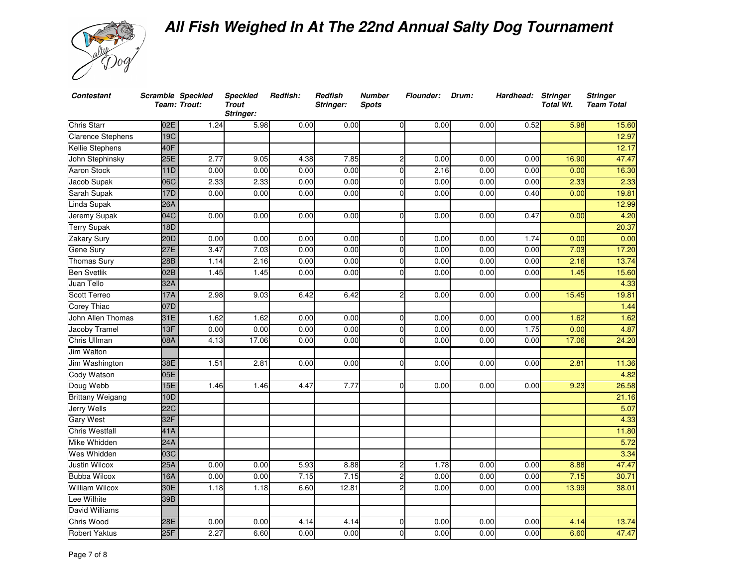# All Fish Weighed In At The 22nd Annual Salty Dog Tournament

| Contestant | Scramble Team: | Speckled Trout: | Speckled Trout Stringer: | Redfish: | Redfish Stringer: | Number Spots | Flounder: | Drum: | Hardhead: | Stringer Total Wt. | Stringer Team Total |
|---|---|---|---|---|---|---|---|---|---|---|---|
| Chris Starr | 02E | 1.24 | 5.98 | 0.00 | 0.00 | 0 | 0.00 | 0.00 | 0.52 | 5.98 | 15.60 |
| Clarence Stephens | 19C | | | | | | | | | | 12.97 |
| Kellie Stephens | 40F | | | | | | | | | | 12.17 |
| John Stephinsky | 25E | 2.77 | 9.05 | 4.38 | 7.85 | 2 | 0.00 | 0.00 | 0.00 | 16.90 | 47.47 |
| Aaron Stock | 11D | 0.00 | 0.00 | 0.00 | 0.00 | 0 | 2.16 | 0.00 | 0.00 | 0.00 | 16.30 |
| Jacob Supak | 06C | 2.33 | 2.33 | 0.00 | 0.00 | 0 | 0.00 | 0.00 | 0.00 | 2.33 | 2.33 |
| Sarah Supak | 17D | 0.00 | 0.00 | 0.00 | 0.00 | 0 | 0.00 | 0.00 | 0.40 | 0.00 | 19.81 |
| Linda Supak | 26A | | | | | | | | | | 12.99 |
| Jeremy Supak | 04C | 0.00 | 0.00 | 0.00 | 0.00 | 0 | 0.00 | 0.00 | 0.47 | 0.00 | 4.20 |
| Terry Supak | 18D | | | | | | | | | | 20.37 |
| Zakary Sury | 20D | 0.00 | 0.00 | 0.00 | 0.00 | 0 | 0.00 | 0.00 | 1.74 | 0.00 | 0.00 |
| Gene Sury | 27E | 3.47 | 7.03 | 0.00 | 0.00 | 0 | 0.00 | 0.00 | 0.00 | 7.03 | 17.20 |
| Thomas Sury | 28B | 1.14 | 2.16 | 0.00 | 0.00 | 0 | 0.00 | 0.00 | 0.00 | 2.16 | 13.74 |
| Ben Svetlik | 02B | 1.45 | 1.45 | 0.00 | 0.00 | 0 | 0.00 | 0.00 | 0.00 | 1.45 | 15.60 |
| Juan Tello | 32A | | | | | | | | | | 4.33 |
| Scott Terreo | 17A | 2.98 | 9.03 | 6.42 | 6.42 | 2 | 0.00 | 0.00 | 0.00 | 15.45 | 19.81 |
| Corey Thiac | 07D | | | | | | | | | | 1.44 |
| John Allen Thomas | 31E | 1.62 | 1.62 | 0.00 | 0.00 | 0 | 0.00 | 0.00 | 0.00 | 1.62 | 1.62 |
| Jacoby Tramel | 13F | 0.00 | 0.00 | 0.00 | 0.00 | 0 | 0.00 | 0.00 | 1.75 | 0.00 | 4.87 |
| Chris Ullman | 08A | 4.13 | 17.06 | 0.00 | 0.00 | 0 | 0.00 | 0.00 | 0.00 | 17.06 | 24.20 |
| Jim Walton | | | | | | | | | | | |
| Jim Washington | 38E | 1.51 | 2.81 | 0.00 | 0.00 | 0 | 0.00 | 0.00 | 0.00 | 2.81 | 11.36 |
| Cody Watson | 05E | | | | | | | | | | 4.82 |
| Doug Webb | 15E | 1.46 | 1.46 | 4.47 | 7.77 | 0 | 0.00 | 0.00 | 0.00 | 9.23 | 26.58 |
| Brittany Weigang | 10D | | | | | | | | | | 21.16 |
| Jerry Wells | 22C | | | | | | | | | | 5.07 |
| Gary West | 32F | | | | | | | | | | 4.33 |
| Chris Westfall | 41A | | | | | | | | | | 11.80 |
| Mike Whidden | 24A | | | | | | | | | | 5.72 |
| Wes Whidden | 03C | | | | | | | | | | 3.34 |
| Justin Wilcox | 25A | 0.00 | 0.00 | 5.93 | 8.88 | 2 | 1.78 | 0.00 | 0.00 | 8.88 | 47.47 |
| Bubba Wilcox | 16A | 0.00 | 0.00 | 7.15 | 7.15 | 2 | 0.00 | 0.00 | 0.00 | 7.15 | 30.71 |
| William Wilcox | 30E | 1.18 | 1.18 | 6.60 | 12.81 | 2 | 0.00 | 0.00 | 0.00 | 13.99 | 38.01 |
| Lee Wilhite | 39B | | | | | | | | | | |
| David Williams | | | | | | | | | | | |
| Chris Wood | 28E | 0.00 | 0.00 | 4.14 | 4.14 | 0 | 0.00 | 0.00 | 0.00 | 4.14 | 13.74 |
| Robert Yaktus | 25F | 2.27 | 6.60 | 0.00 | 0.00 | 0 | 0.00 | 0.00 | 0.00 | 6.60 | 47.47 |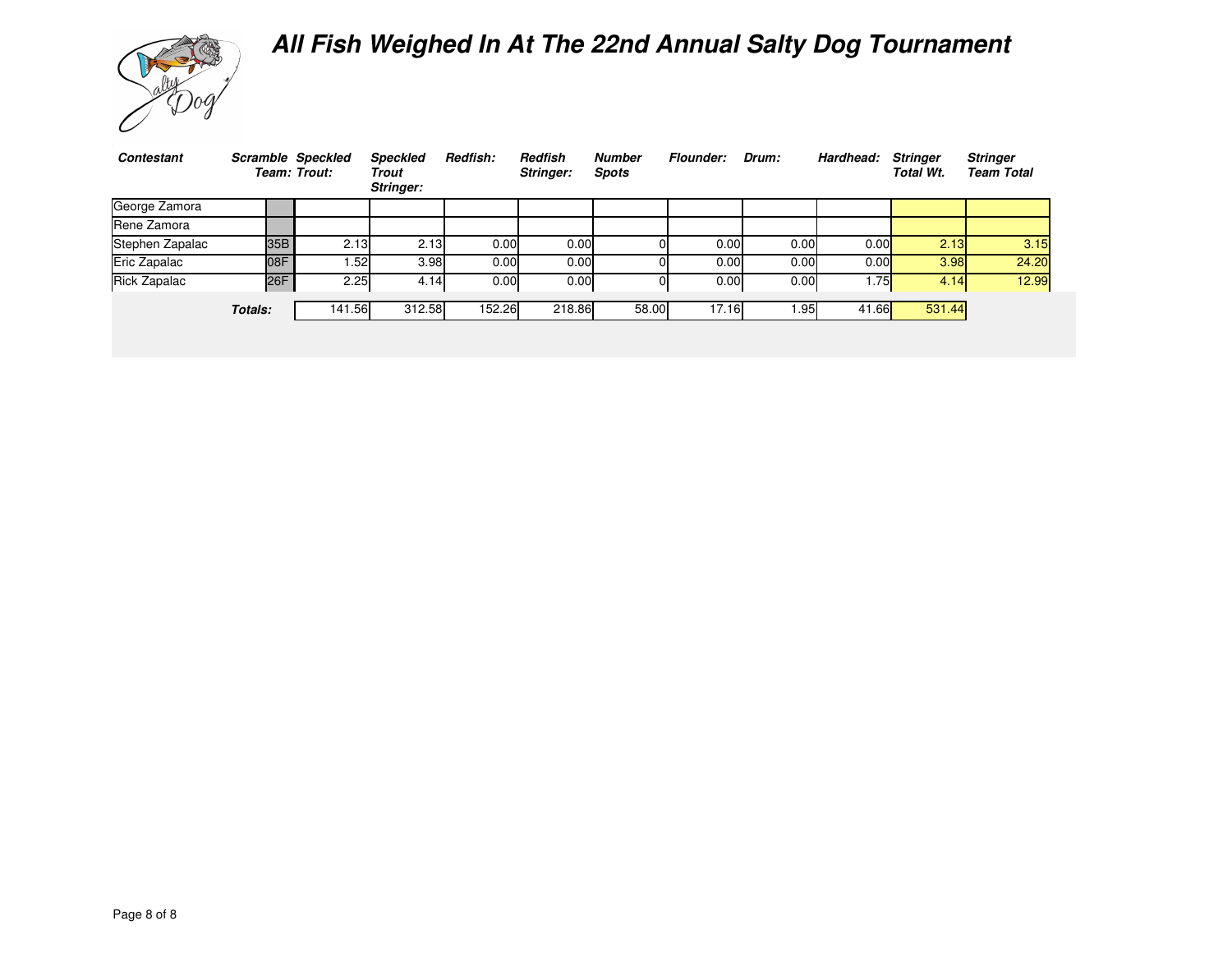# All Fish Weighed In At The 22nd Annual Salty Dog Tournament

| *Contestant* | *Scramble Team:* | *Speckled Trout:* | *Speckled Trout Stringer:* | *Redfish:* | *Redfish Stringer:* | *Number Spots* | *Flounder:* | *Drum:* | *Hardhead:* | *Stringer Total Wt.* | *Stringer Team Total* |
|---|---|---|---|---|---|---|---|---|---|---|---|
| George Zamora | | | | | | | | | | | |
| Rene Zamora | | | | | | | | | | | |
| Stephen Zapalac | 35B | 2.13 | 2.13 | 0.00 | 0.00 | 0 | 0.00 | 0.00 | 0.00 | 2.13 | 3.15 |
| Eric Zapalac | 08F | 1.52 | 3.98 | 0.00 | 0.00 | 0 | 0.00 | 0.00 | 0.00 | 3.98 | 24.20 |
| Rick Zapalac | 26F | 2.25 | 4.14 | 0.00 | 0.00 | 0 | 0.00 | 0.00 | 1.75 | 4.14 | 12.99 |
| ***Totals:*** | | 141.56 | 312.58 | 152.26 | 218.86 | 58.00 | 17.16 | 1.95 | 41.66 | 531.44 | |